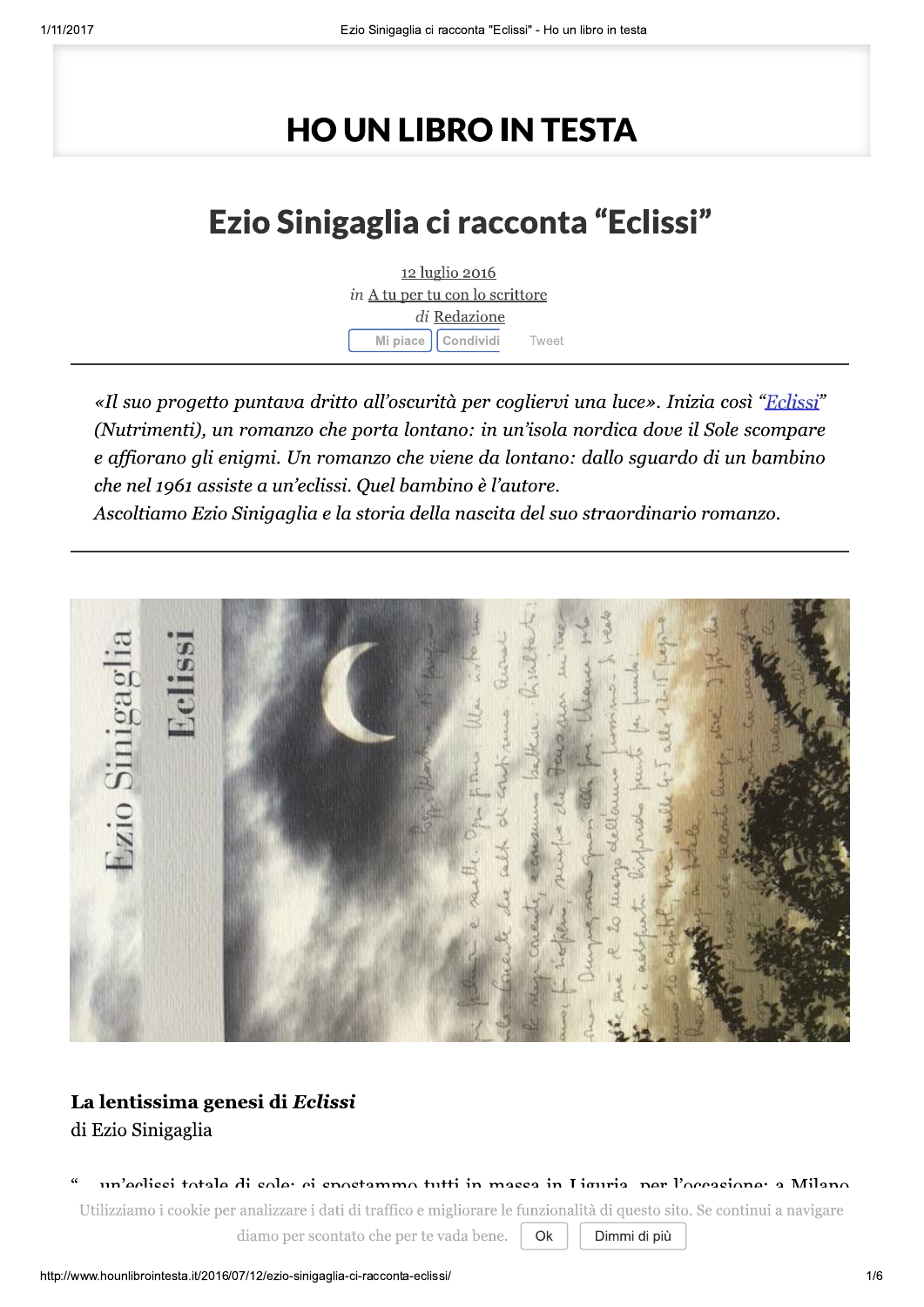# HO UN LIBRO IN TESTA

## Ezio Sinigaglia ci racconta "Eclissi"

12 luglio 2016
*in* A tu per tu con lo scrittore
*di* Redazione

Mi piace Condividi Tweet

---

*«Il suo progetto puntava dritto all'oscurità per cogliervi una luce». Inizia così "Eclissi" (Nutrimenti), un romanzo che porta lontano: in un'isola nordica dove il Sole scompare e affiorano gli enigmi. Un romanzo che viene da lontano: dallo sguardo di un bambino che nel 1961 assiste a un'eclissi. Quel bambino è l'autore.*
*Ascoltiamo Ezio Sinigaglia e la storia della nascita del suo straordinario romanzo.*

---

**La lentissima genesi di *Eclissi***
di Ezio Sinigaglia

" ... un'eclissi totale di sole: ci spostammo tutti in massa in Liguria, per l'occasione: a Milano

Utilizziamo i cookie per analizzare i dati di traffico e migliorare le funzionalità di questo sito. Se continui a navigare diamo per scontato che per te vada bene. Ok Dimmi di più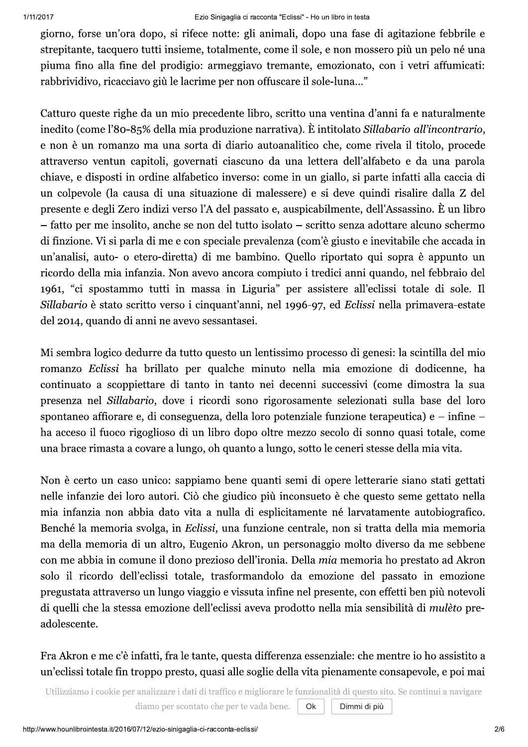giorno, forse un'ora dopo, si rifece notte: gli animali, dopo una fase di agitazione febbrile e strepitante, tacquero tutti insieme, totalmente, come il sole, e non mossero più un pelo né una piuma fino alla fine del prodigio: armeggiavo tremante, emozionato, con i vetri affumicati: rabbrividivo, ricacciavo giù le lacrime per non offuscare il sole-luna…"

Catturo queste righe da un mio precedente libro, scritto una ventina d'anni fa e naturalmente inedito (come l'80-85% della mia produzione narrativa). È intitolato *Sillabario all'incontrario*, e non è un romanzo ma una sorta di diario autoanalitico che, come rivela il titolo, procede attraverso ventun capitoli, governati ciascuno da una lettera dell'alfabeto e da una parola chiave, e disposti in ordine alfabetico inverso: come in un giallo, si parte infatti alla caccia di un colpevole (la causa di una situazione di malessere) e si deve quindi risalire dalla Z del presente e degli Zero indizi verso l'A del passato e, auspicabilmente, dell'Assassino. È un libro – fatto per me insolito, anche se non del tutto isolato – scritto senza adottare alcuno schermo di finzione. Vi si parla di me e con speciale prevalenza (com'è giusto e inevitabile che accada in un'analisi, auto- o etero-diretta) di me bambino. Quello riportato qui sopra è appunto un ricordo della mia infanzia. Non avevo ancora compiuto i tredici anni quando, nel febbraio del 1961, "ci spostammo tutti in massa in Liguria" per assistere all'eclissi totale di sole. Il *Sillabario* è stato scritto verso i cinquant'anni, nel 1996-97, ed *Eclissi* nella primavera-estate del 2014, quando di anni ne avevo sessantasei.

Mi sembra logico dedurre da tutto questo un lentissimo processo di genesi: la scintilla del mio romanzo *Eclissi* ha brillato per qualche minuto nella mia emozione di dodicenne, ha continuato a scoppiettare di tanto in tanto nei decenni successivi (come dimostra la sua presenza nel *Sillabario*, dove i ricordi sono rigorosamente selezionati sulla base del loro spontaneo affiorare e, di conseguenza, della loro potenziale funzione terapeutica) e – infine – ha acceso il fuoco rigoglioso di un libro dopo oltre mezzo secolo di sonno quasi totale, come una brace rimasta a covare a lungo, oh quanto a lungo, sotto le ceneri stesse della mia vita.

Non è certo un caso unico: sappiamo bene quanti semi di opere letterarie siano stati gettati nelle infanzie dei loro autori. Ciò che giudico più inconsueto è che questo seme gettato nella mia infanzia non abbia dato vita a nulla di esplicitamente né larvatamente autobiografico. Benché la memoria svolga, in *Eclissi*, una funzione centrale, non si tratta della mia memoria ma della memoria di un altro, Eugenio Akron, un personaggio molto diverso da me sebbene con me abbia in comune il dono prezioso dell'ironia. Della *mia* memoria ho prestato ad Akron solo il ricordo dell'eclissi totale, trasformandolo da emozione del passato in emozione pregustata attraverso un lungo viaggio e vissuta infine nel presente, con effetti ben più notevoli di quelli che la stessa emozione dell'eclissi aveva prodotto nella mia sensibilità di *mulèto* pre-adolescente.

Fra Akron e me c'è infatti, fra le tante, questa differenza essenziale: che mentre io ho assistito a un'eclissi totale fin troppo presto, quasi alle soglie della vita pienamente consapevole, e poi mai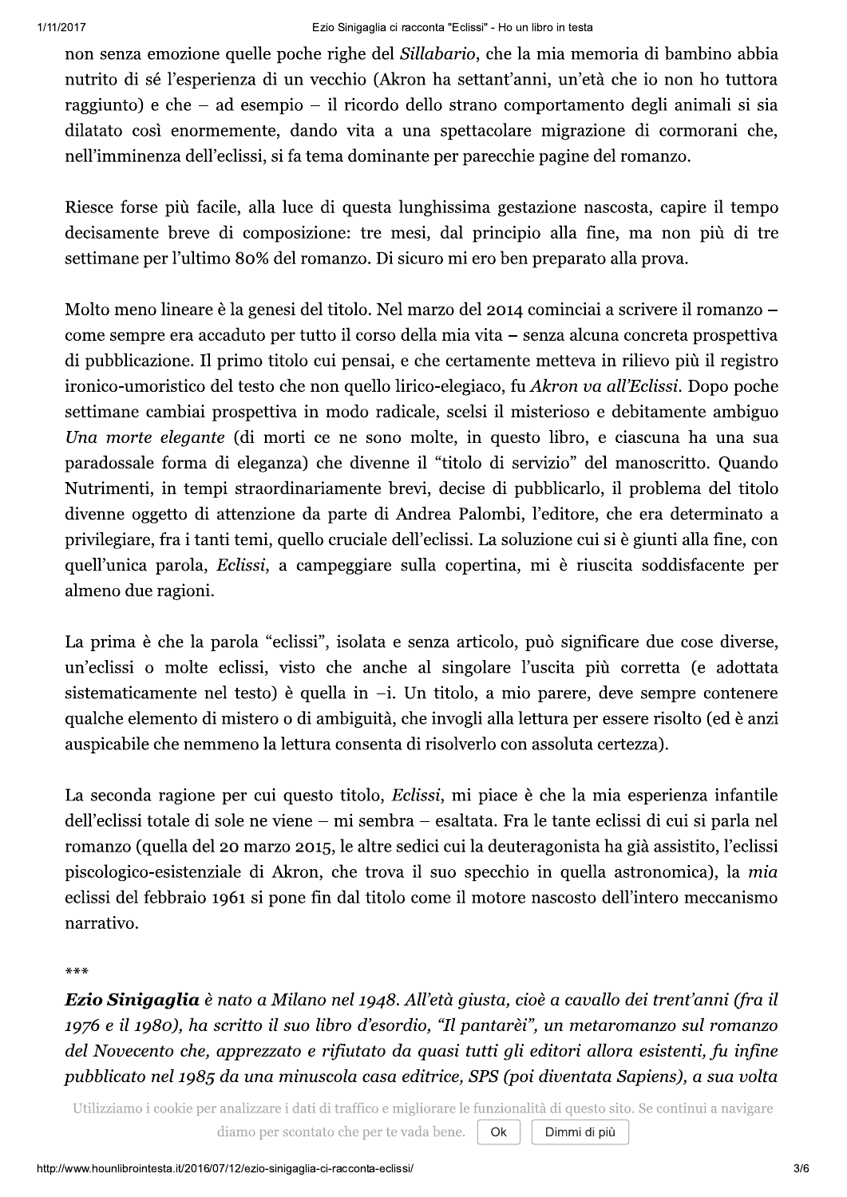non senza emozione quelle poche righe del *Sillabario*, che la mia memoria di bambino abbia nutrito di sé l'esperienza di un vecchio (Akron ha settant'anni, un'età che io non ho tuttora raggiunto) e che – ad esempio – il ricordo dello strano comportamento degli animali si sia dilatato così enormemente, dando vita a una spettacolare migrazione di cormorani che, nell'imminenza dell'eclissi, si fa tema dominante per parecchie pagine del romanzo.

Riesce forse più facile, alla luce di questa lunghissima gestazione nascosta, capire il tempo decisamente breve di composizione: tre mesi, dal principio alla fine, ma non più di tre settimane per l'ultimo 80% del romanzo. Di sicuro mi ero ben preparato alla prova.

Molto meno lineare è la genesi del titolo. Nel marzo del 2014 cominciai a scrivere il romanzo – come sempre era accaduto per tutto il corso della mia vita – senza alcuna concreta prospettiva di pubblicazione. Il primo titolo cui pensai, e che certamente metteva in rilievo più il registro ironico-umoristico del testo che non quello lirico-elegiaco, fu *Akron va all'Eclissi*. Dopo poche settimane cambiai prospettiva in modo radicale, scelsi il misterioso e debitamente ambiguo *Una morte elegante* (di morti ce ne sono molte, in questo libro, e ciascuna ha una sua paradossale forma di eleganza) che divenne il "titolo di servizio" del manoscritto. Quando Nutrimenti, in tempi straordinariamente brevi, decise di pubblicarlo, il problema del titolo divenne oggetto di attenzione da parte di Andrea Palombi, l'editore, che era determinato a privilegiare, fra i tanti temi, quello cruciale dell'eclissi. La soluzione cui si è giunti alla fine, con quell'unica parola, *Eclissi*, a campeggiare sulla copertina, mi è riuscita soddisfacente per almeno due ragioni.

La prima è che la parola "eclissi", isolata e senza articolo, può significare due cose diverse, un'eclissi o molte eclissi, visto che anche al singolare l'uscita più corretta (e adottata sistematicamente nel testo) è quella in –i. Un titolo, a mio parere, deve sempre contenere qualche elemento di mistero o di ambiguità, che invogli alla lettura per essere risolto (ed è anzi auspicabile che nemmeno la lettura consenta di risolverlo con assoluta certezza).

La seconda ragione per cui questo titolo, *Eclissi*, mi piace è che la mia esperienza infantile dell'eclissi totale di sole ne viene – mi sembra – esaltata. Fra le tante eclissi di cui si parla nel romanzo (quella del 20 marzo 2015, le altre sedici cui la deuteragonista ha già assistito, l'eclissi piscologico-esistenziale di Akron, che trova il suo specchio in quella astronomica), la *mia* eclissi del febbraio 1961 si pone fin dal titolo come il motore nascosto dell'intero meccanismo narrativo.

***

***Ezio Sinigaglia** è nato a Milano nel 1948. All'età giusta, cioè a cavallo dei trent'anni (fra il 1976 e il 1980), ha scritto il suo libro d'esordio, "Il pantarèi", un metaromanzo sul romanzo del Novecento che, apprezzato e rifiutato da quasi tutti gli editori allora esistenti, fu infine pubblicato nel 1985 da una minuscola casa editrice, SPS (poi diventata Sapiens), a sua volta*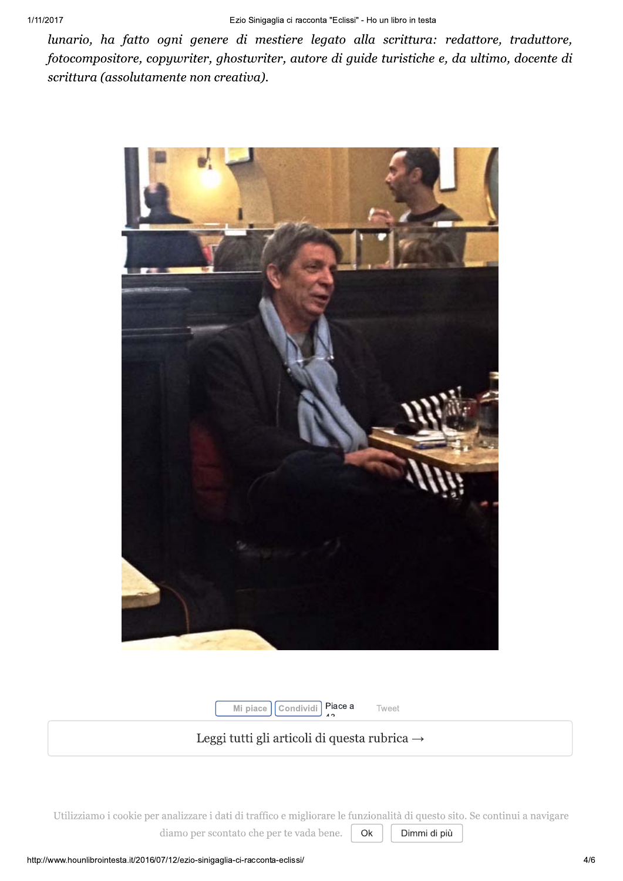*lunario, ha fatto ogni genere di mestiere legato alla scrittura: redattore, traduttore, fotocompositore, copywriter, ghostwriter, autore di guide turistiche e, da ultimo, docente di scrittura (assolutamente non creativa).*

Mi piace Condividi Piace a 43 Tweet

Leggi tutti gli articoli di questa rubrica →

Utilizziamo i cookie per analizzare i dati di traffico e migliorare le funzionalità di questo sito. Se continui a navigare diamo per scontato che per te vada bene. Ok Dimmi di più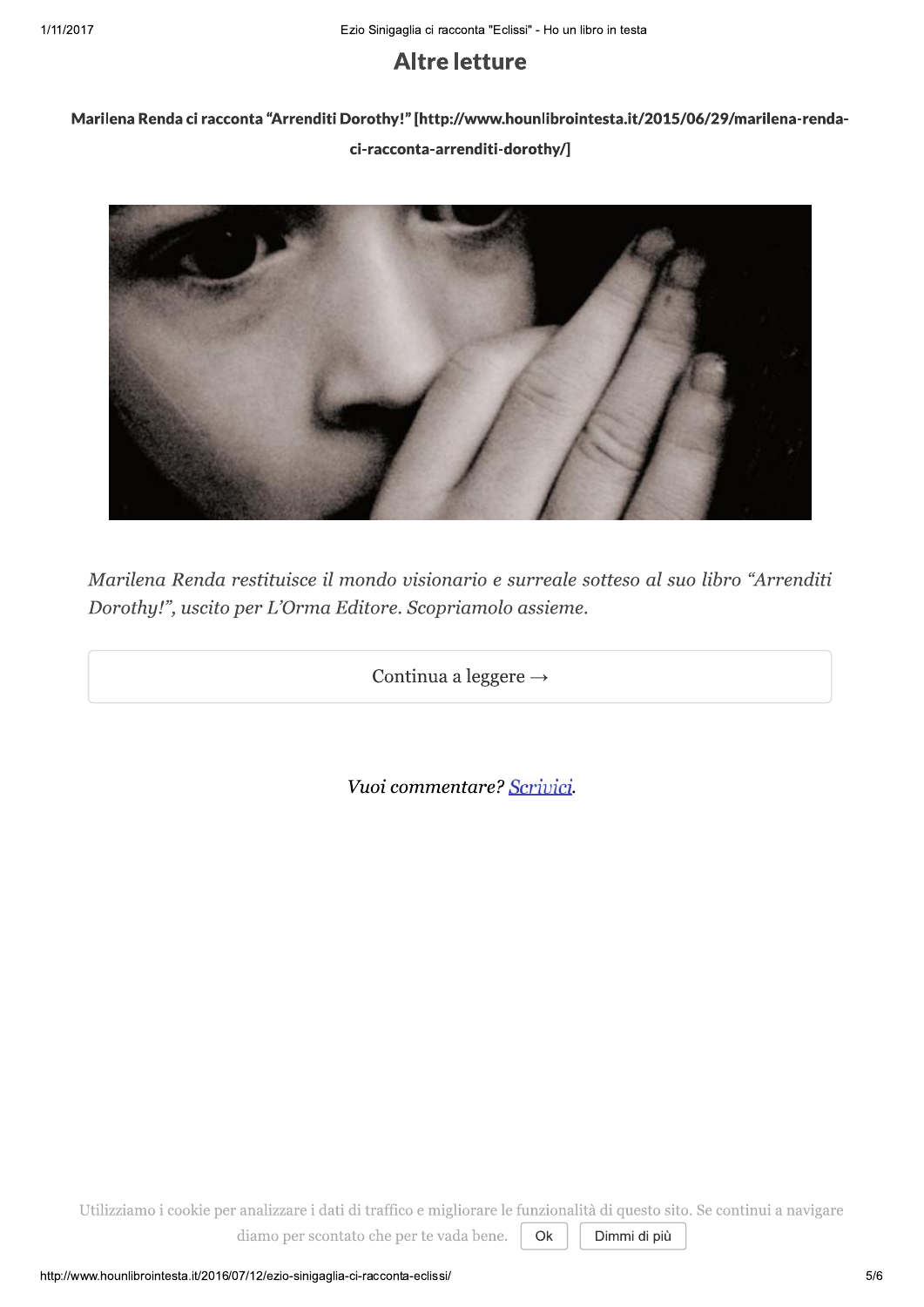## Altre letture

**Marilena Renda ci racconta “Arrenditi Dorothy!” [http://www.hounlibrointesta.it/2015/06/29/marilena-renda-ci-racconta-arrenditi-dorothy/]**

*Marilena Renda restituisce il mondo visionario e surreale sotteso al suo libro “Arrenditi Dorothy!”, uscito per L’Orma Editore. Scopriamolo assieme.*

Continua a leggere →

*Vuoi commentare? Scrivici.*

Utilizziamo i cookie per analizzare i dati di traffico e migliorare le funzionalità di questo sito. Se continui a navigare diamo per scontato che per te vada bene. Ok Dimmi di più